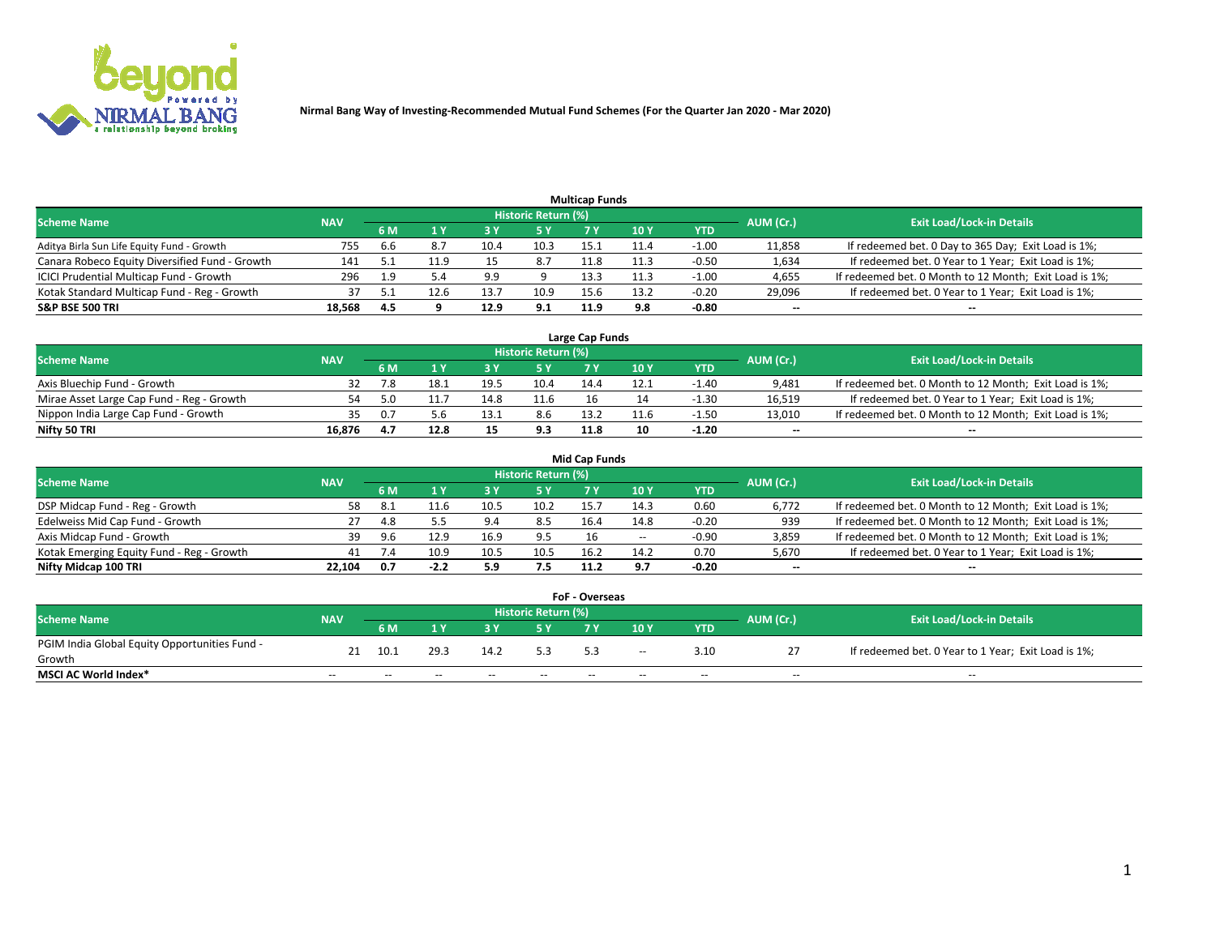# Nirmal Bang Way of Investing-Recommended Mutual Fund Schemes (For the Quarter Jan 2020 - Mar 2020)

## Multicap Funds

| Scheme Name | NAV | Historic Return (%) | | | | | | | AUM (Cr.) | Exit Load/Lock-in Details |
|---|---|---|---|---|---|---|---|---|---|---|
| | | 6 M | 1 Y | 3 Y | 5 Y | 7 Y | 10 Y | YTD | | |
| Aditya Birla Sun Life Equity Fund - Growth | 755 | 6.6 | 8.7 | 10.4 | 10.3 | 15.1 | 11.4 | -1.00 | 11,858 | If redeemed bet. 0 Day to 365 Day; Exit Load is 1%; |
| Canara Robeco Equity Diversified Fund - Growth | 141 | 5.1 | 11.9 | 15 | 8.7 | 11.8 | 11.3 | -0.50 | 1,634 | If redeemed bet. 0 Year to 1 Year; Exit Load is 1%; |
| ICICI Prudential Multicap Fund - Growth | 296 | 1.9 | 5.4 | 9.9 | 9 | 13.3 | 11.3 | -1.00 | 4,655 | If redeemed bet. 0 Month to 12 Month; Exit Load is 1%; |
| Kotak Standard Multicap Fund - Reg - Growth | 37 | 5.1 | 12.6 | 13.7 | 10.9 | 15.6 | 13.2 | -0.20 | 29,096 | If redeemed bet. 0 Year to 1 Year; Exit Load is 1%; |
| **S&P BSE 500 TRI** | **18,568** | **4.5** | **9** | **12.9** | **9.1** | **11.9** | **9.8** | **-0.80** | **--** | **--** |

## Large Cap Funds

| Scheme Name | NAV | Historic Return (%) | | | | | | | AUM (Cr.) | Exit Load/Lock-in Details |
|---|---|---|---|---|---|---|---|---|---|---|
| | | 6 M | 1 Y | 3 Y | 5 Y | 7 Y | 10 Y | YTD | | |
| Axis Bluechip Fund - Growth | 32 | 7.8 | 18.1 | 19.5 | 10.4 | 14.4 | 12.1 | -1.40 | 9,481 | If redeemed bet. 0 Month to 12 Month; Exit Load is 1%; |
| Mirae Asset Large Cap Fund - Reg - Growth | 54 | 5.0 | 11.7 | 14.8 | 11.6 | 16 | 14 | -1.30 | 16,519 | If redeemed bet. 0 Year to 1 Year; Exit Load is 1%; |
| Nippon India Large Cap Fund - Growth | 35 | 0.7 | 5.6 | 13.1 | 8.6 | 13.2 | 11.6 | -1.50 | 13,010 | If redeemed bet. 0 Month to 12 Month; Exit Load is 1%; |
| **Nifty 50 TRI** | **16,876** | **4.7** | **12.8** | **15** | **9.3** | **11.8** | **10** | **-1.20** | **--** | **--** |

## Mid Cap Funds

| Scheme Name | NAV | Historic Return (%) | | | | | | | AUM (Cr.) | Exit Load/Lock-in Details |
|---|---|---|---|---|---|---|---|---|---|---|
| | | 6 M | 1 Y | 3 Y | 5 Y | 7 Y | 10 Y | YTD | | |
| DSP Midcap Fund - Reg - Growth | 58 | 8.1 | 11.6 | 10.5 | 10.2 | 15.7 | 14.3 | 0.60 | 6,772 | If redeemed bet. 0 Month to 12 Month; Exit Load is 1%; |
| Edelweiss Mid Cap Fund - Growth | 27 | 4.8 | 5.5 | 9.4 | 8.5 | 16.4 | 14.8 | -0.20 | 939 | If redeemed bet. 0 Month to 12 Month; Exit Load is 1%; |
| Axis Midcap Fund - Growth | 39 | 9.6 | 12.9 | 16.9 | 9.5 | 16 | -- | -0.90 | 3,859 | If redeemed bet. 0 Month to 12 Month; Exit Load is 1%; |
| Kotak Emerging Equity Fund - Reg - Growth | 41 | 7.4 | 10.9 | 10.5 | 10.5 | 16.2 | 14.2 | 0.70 | 5,670 | If redeemed bet. 0 Year to 1 Year; Exit Load is 1%; |
| **Nifty Midcap 100 TRI** | **22,104** | **0.7** | **-2.2** | **5.9** | **7.5** | **11.2** | **9.7** | **-0.20** | **--** | **--** |

## FoF - Overseas

| Scheme Name | NAV | Historic Return (%) | | | | | | | AUM (Cr.) | Exit Load/Lock-in Details |
|---|---|---|---|---|---|---|---|---|---|---|
| | | 6 M | 1 Y | 3 Y | 5 Y | 7 Y | 10 Y | YTD | | |
| PGIM India Global Equity Opportunities Fund - Growth | 21 | 10.1 | 29.3 | 14.2 | 5.3 | 5.3 | -- | 3.10 | 27 | If redeemed bet. 0 Year to 1 Year; Exit Load is 1%; |
| **MSCI AC World Index*** | -- | -- | -- | -- | -- | -- | -- | -- | -- | -- |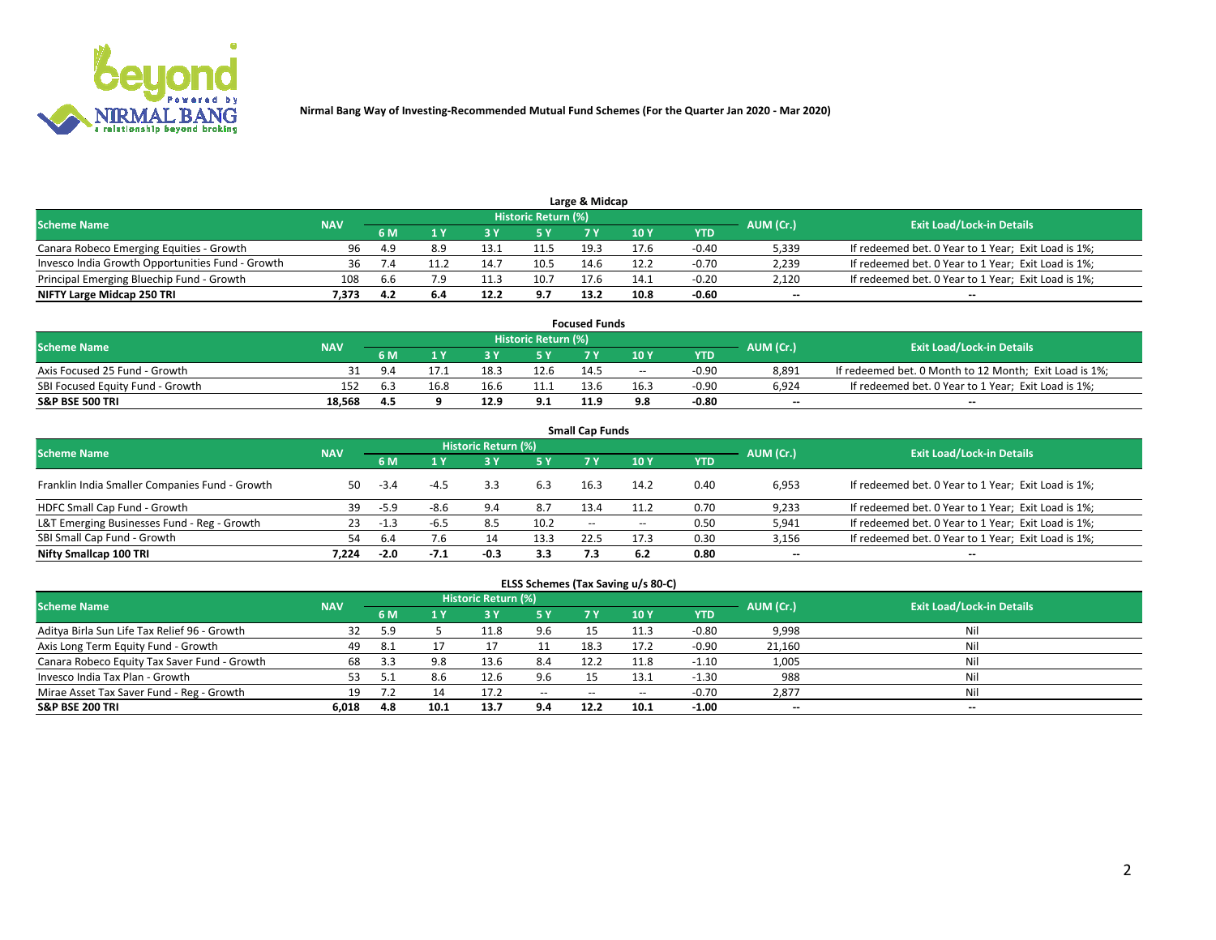Nirmal Bang Way of Investing-Recommended Mutual Fund Schemes (For the Quarter Jan 2020 - Mar 2020)

### Large & Midcap

| Scheme Name | NAV | Historic Return (%) | | | | | | | AUM (Cr.) | Exit Load/Lock-in Details |
|---|---|---|---|---|---|---|---|---|---|---|
| | | 6 M | 1 Y | 3 Y | 5 Y | 7 Y | 10 Y | YTD | | |
| Canara Robeco Emerging Equities - Growth | 96 | 4.9 | 8.9 | 13.1 | 11.5 | 19.3 | 17.6 | -0.40 | 5,339 | If redeemed bet. 0 Year to 1 Year; Exit Load is 1%; |
| Invesco India Growth Opportunities Fund - Growth | 36 | 7.4 | 11.2 | 14.7 | 10.5 | 14.6 | 12.2 | -0.70 | 2,239 | If redeemed bet. 0 Year to 1 Year; Exit Load is 1%; |
| Principal Emerging Bluechip Fund - Growth | 108 | 6.6 | 7.9 | 11.3 | 10.7 | 17.6 | 14.1 | -0.20 | 2,120 | If redeemed bet. 0 Year to 1 Year; Exit Load is 1%; |
| **NIFTY Large Midcap 250 TRI** | **7,373** | **4.2** | **6.4** | **12.2** | **9.7** | **13.2** | **10.8** | **-0.60** | -- | -- |

### Focused Funds

| Scheme Name | NAV | Historic Return (%) | | | | | | | AUM (Cr.) | Exit Load/Lock-in Details |
|---|---|---|---|---|---|---|---|---|---|---|
| | | 6 M | 1 Y | 3 Y | 5 Y | 7 Y | 10 Y | YTD | | |
| Axis Focused 25 Fund - Growth | 31 | 9.4 | 17.1 | 18.3 | 12.6 | 14.5 | -- | -0.90 | 8,891 | If redeemed bet. 0 Month to 12 Month; Exit Load is 1%; |
| SBI Focused Equity Fund - Growth | 152 | 6.3 | 16.8 | 16.6 | 11.1 | 13.6 | 16.3 | -0.90 | 6,924 | If redeemed bet. 0 Year to 1 Year; Exit Load is 1%; |
| **S&P BSE 500 TRI** | **18,568** | **4.5** | **9** | **12.9** | **9.1** | **11.9** | **9.8** | **-0.80** | -- | -- |

### Small Cap Funds

| Scheme Name | NAV | Historic Return (%) | | | | | | | AUM (Cr.) | Exit Load/Lock-in Details |
|---|---|---|---|---|---|---|---|---|---|---|
| | | 6 M | 1 Y | 3 Y | 5 Y | 7 Y | 10 Y | YTD | | |
| Franklin India Smaller Companies Fund - Growth | 50 | -3.4 | -4.5 | 3.3 | 6.3 | 16.3 | 14.2 | 0.40 | 6,953 | If redeemed bet. 0 Year to 1 Year; Exit Load is 1%; |
| HDFC Small Cap Fund - Growth | 39 | -5.9 | -8.6 | 9.4 | 8.7 | 13.4 | 11.2 | 0.70 | 9,233 | If redeemed bet. 0 Year to 1 Year; Exit Load is 1%; |
| L&T Emerging Businesses Fund - Reg - Growth | 23 | -1.3 | -6.5 | 8.5 | 10.2 | -- | -- | 0.50 | 5,941 | If redeemed bet. 0 Year to 1 Year; Exit Load is 1%; |
| SBI Small Cap Fund - Growth | 54 | 6.4 | 7.6 | 14 | 13.3 | 22.5 | 17.3 | 0.30 | 3,156 | If redeemed bet. 0 Year to 1 Year; Exit Load is 1%; |
| **Nifty Smallcap 100 TRI** | **7,224** | **-2.0** | **-7.1** | **-0.3** | **3.3** | **7.3** | **6.2** | **0.80** | -- | -- |

### ELSS Schemes (Tax Saving u/s 80-C)

| Scheme Name | NAV | Historic Return (%) | | | | | | | AUM (Cr.) | Exit Load/Lock-in Details |
|---|---|---|---|---|---|---|---|---|---|---|
| | | 6 M | 1 Y | 3 Y | 5 Y | 7 Y | 10 Y | YTD | | |
| Aditya Birla Sun Life Tax Relief 96 - Growth | 32 | 5.9 | 5 | 11.8 | 9.6 | 15 | 11.3 | -0.80 | 9,998 | Nil |
| Axis Long Term Equity Fund - Growth | 49 | 8.1 | 17 | 17 | 11 | 18.3 | 17.2 | -0.90 | 21,160 | Nil |
| Canara Robeco Equity Tax Saver Fund - Growth | 68 | 3.3 | 9.8 | 13.6 | 8.4 | 12.2 | 11.8 | -1.10 | 1,005 | Nil |
| Invesco India Tax Plan - Growth | 53 | 5.1 | 8.6 | 12.6 | 9.6 | 15 | 13.1 | -1.30 | 988 | Nil |
| Mirae Asset Tax Saver Fund - Reg - Growth | 19 | 7.2 | 14 | 17.2 | -- | -- | -- | -0.70 | 2,877 | Nil |
| **S&P BSE 200 TRI** | **6,018** | **4.8** | **10.1** | **13.7** | **9.4** | **12.2** | **10.1** | **-1.00** | -- | -- |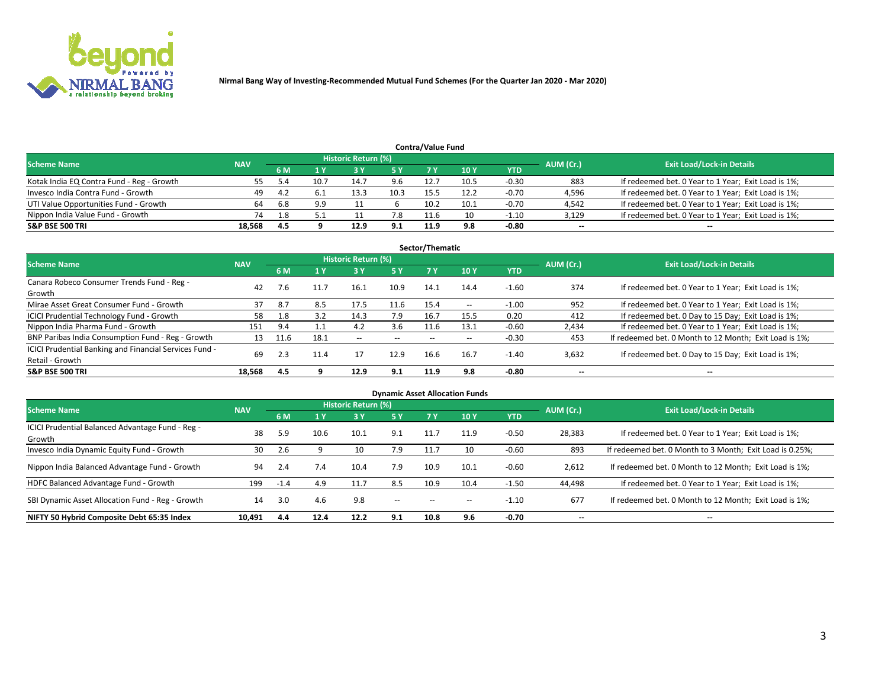Nirmal Bang Way of Investing-Recommended Mutual Fund Schemes (For the Quarter Jan 2020 - Mar 2020)

### Contra/Value Fund

| Scheme Name | NAV | Historic Return (%) | | | | | | | AUM (Cr.) | Exit Load/Lock-in Details |
|---|---|---|---|---|---|---|---|---|---|---|
| | | 6 M | 1 Y | 3 Y | 5 Y | 7 Y | 10 Y | YTD | | |
| Kotak India EQ Contra Fund - Reg - Growth | 55 | 5.4 | 10.7 | 14.7 | 9.6 | 12.7 | 10.5 | -0.30 | 883 | If redeemed bet. 0 Year to 1 Year; Exit Load is 1%; |
| Invesco India Contra Fund - Growth | 49 | 4.2 | 6.1 | 13.3 | 10.3 | 15.5 | 12.2 | -0.70 | 4,596 | If redeemed bet. 0 Year to 1 Year; Exit Load is 1%; |
| UTI Value Opportunities Fund - Growth | 64 | 6.8 | 9.9 | 11 | 6 | 10.2 | 10.1 | -0.70 | 4,542 | If redeemed bet. 0 Year to 1 Year; Exit Load is 1%; |
| Nippon India Value Fund - Growth | 74 | 1.8 | 5.1 | 11 | 7.8 | 11.6 | 10 | -1.10 | 3,129 | If redeemed bet. 0 Year to 1 Year; Exit Load is 1%; |
| **S&P BSE 500 TRI** | **18,568** | **4.5** | **9** | **12.9** | **9.1** | **11.9** | **9.8** | **-0.80** | -- | -- |

### Sector/Thematic

| Scheme Name | NAV | Historic Return (%) | | | | | | | AUM (Cr.) | Exit Load/Lock-in Details |
|---|---|---|---|---|---|---|---|---|---|---|
| | | 6 M | 1 Y | 3 Y | 5 Y | 7 Y | 10 Y | YTD | | |
| Canara Robeco Consumer Trends Fund - Reg - Growth | 42 | 7.6 | 11.7 | 16.1 | 10.9 | 14.1 | 14.4 | -1.60 | 374 | If redeemed bet. 0 Year to 1 Year; Exit Load is 1%; |
| Mirae Asset Great Consumer Fund - Growth | 37 | 8.7 | 8.5 | 17.5 | 11.6 | 15.4 | -- | -1.00 | 952 | If redeemed bet. 0 Year to 1 Year; Exit Load is 1%; |
| ICICI Prudential Technology Fund - Growth | 58 | 1.8 | 3.2 | 14.3 | 7.9 | 16.7 | 15.5 | 0.20 | 412 | If redeemed bet. 0 Day to 15 Day; Exit Load is 1%; |
| Nippon India Pharma Fund - Growth | 151 | 9.4 | 1.1 | 4.2 | 3.6 | 11.6 | 13.1 | -0.60 | 2,434 | If redeemed bet. 0 Year to 1 Year; Exit Load is 1%; |
| BNP Paribas India Consumption Fund - Reg - Growth | 13 | 11.6 | 18.1 | -- | -- | -- | -- | -0.30 | 453 | If redeemed bet. 0 Month to 12 Month; Exit Load is 1%; |
| ICICI Prudential Banking and Financial Services Fund - Retail - Growth | 69 | 2.3 | 11.4 | 17 | 12.9 | 16.6 | 16.7 | -1.40 | 3,632 | If redeemed bet. 0 Day to 15 Day; Exit Load is 1%; |
| **S&P BSE 500 TRI** | **18,568** | **4.5** | **9** | **12.9** | **9.1** | **11.9** | **9.8** | **-0.80** | -- | -- |

### Dynamic Asset Allocation Funds

| Scheme Name | NAV | Historic Return (%) | | | | | | | AUM (Cr.) | Exit Load/Lock-in Details |
|---|---|---|---|---|---|---|---|---|---|---|
| | | 6 M | 1 Y | 3 Y | 5 Y | 7 Y | 10 Y | YTD | | |
| ICICI Prudential Balanced Advantage Fund - Reg - Growth | 38 | 5.9 | 10.6 | 10.1 | 9.1 | 11.7 | 11.9 | -0.50 | 28,383 | If redeemed bet. 0 Year to 1 Year; Exit Load is 1%; |
| Invesco India Dynamic Equity Fund - Growth | 30 | 2.6 | 9 | 10 | 7.9 | 11.7 | 10 | -0.60 | 893 | If redeemed bet. 0 Month to 3 Month; Exit Load is 0.25%; |
| Nippon India Balanced Advantage Fund - Growth | 94 | 2.4 | 7.4 | 10.4 | 7.9 | 10.9 | 10.1 | -0.60 | 2,612 | If redeemed bet. 0 Month to 12 Month; Exit Load is 1%; |
| HDFC Balanced Advantage Fund - Growth | 199 | -1.4 | 4.9 | 11.7 | 8.5 | 10.9 | 10.4 | -1.50 | 44,498 | If redeemed bet. 0 Year to 1 Year; Exit Load is 1%; |
| SBI Dynamic Asset Allocation Fund - Reg - Growth | 14 | 3.0 | 4.6 | 9.8 | -- | -- | -- | -1.10 | 677 | If redeemed bet. 0 Month to 12 Month; Exit Load is 1%; |
| **NIFTY 50 Hybrid Composite Debt 65:35 Index** | **10,491** | **4.4** | **12.4** | **12.2** | **9.1** | **10.8** | **9.6** | **-0.70** | -- | -- |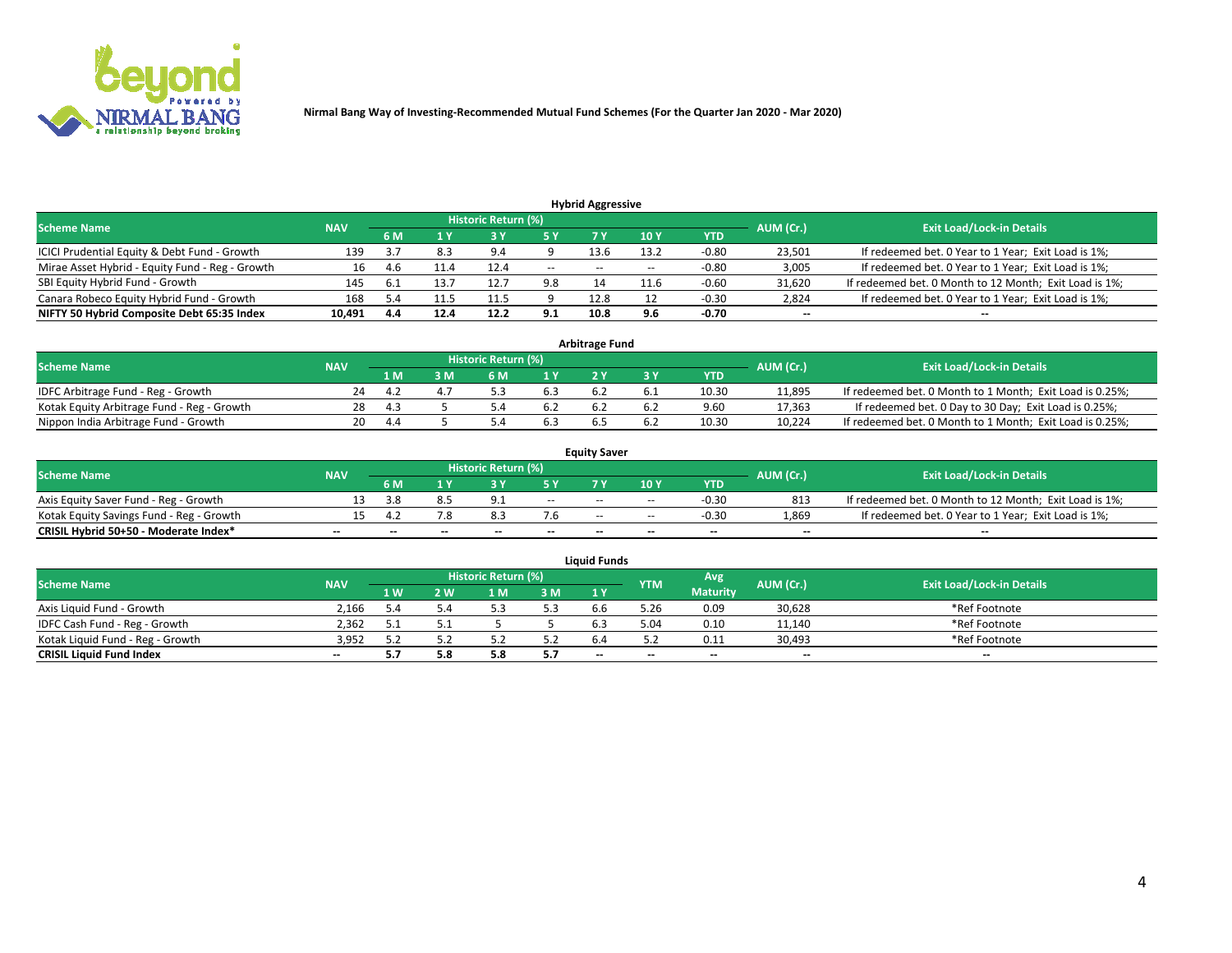Nirmal Bang Way of Investing-Recommended Mutual Fund Schemes (For the Quarter Jan 2020 - Mar 2020)

## Hybrid Aggressive

| Scheme Name | NAV | Historic Return (%) | | | | | | | AUM (Cr.) | Exit Load/Lock-in Details |
|---|---|---|---|---|---|---|---|---|---|---|
| | | 6 M | 1 Y | 3 Y | 5 Y | 7 Y | 10 Y | YTD | | |
| ICICI Prudential Equity & Debt Fund - Growth | 139 | 3.7 | 8.3 | 9.4 | 9 | 13.6 | 13.2 | -0.80 | 23,501 | If redeemed bet. 0 Year to 1 Year; Exit Load is 1%; |
| Mirae Asset Hybrid - Equity Fund - Reg - Growth | 16 | 4.6 | 11.4 | 12.4 | -- | -- | -- | -0.80 | 3,005 | If redeemed bet. 0 Year to 1 Year; Exit Load is 1%; |
| SBI Equity Hybrid Fund - Growth | 145 | 6.1 | 13.7 | 12.7 | 9.8 | 14 | 11.6 | -0.60 | 31,620 | If redeemed bet. 0 Month to 12 Month; Exit Load is 1%; |
| Canara Robeco Equity Hybrid Fund - Growth | 168 | 5.4 | 11.5 | 11.5 | 9 | 12.8 | 12 | -0.30 | 2,824 | If redeemed bet. 0 Year to 1 Year; Exit Load is 1%; |
| **NIFTY 50 Hybrid Composite Debt 65:35 Index** | **10,491** | **4.4** | **12.4** | **12.2** | **9.1** | **10.8** | **9.6** | **-0.70** | **--** | **--** |

## Arbitrage Fund

| Scheme Name | NAV | Historic Return (%) | | | | | | | AUM (Cr.) | Exit Load/Lock-in Details |
|---|---|---|---|---|---|---|---|---|---|---|
| | | 1 M | 3 M | 6 M | 1 Y | 2 Y | 3 Y | YTD | | |
| IDFC Arbitrage Fund - Reg - Growth | 24 | 4.2 | 4.7 | 5.3 | 6.3 | 6.2 | 6.1 | 10.30 | 11,895 | If redeemed bet. 0 Month to 1 Month; Exit Load is 0.25%; |
| Kotak Equity Arbitrage Fund - Reg - Growth | 28 | 4.3 | 5 | 5.4 | 6.2 | 6.2 | 6.2 | 9.60 | 17,363 | If redeemed bet. 0 Day to 30 Day; Exit Load is 0.25%; |
| Nippon India Arbitrage Fund - Growth | 20 | 4.4 | 5 | 5.4 | 6.3 | 6.5 | 6.2 | 10.30 | 10,224 | If redeemed bet. 0 Month to 1 Month; Exit Load is 0.25%; |

## Equity Saver

| Scheme Name | NAV | Historic Return (%) | | | | | | | AUM (Cr.) | Exit Load/Lock-in Details |
|---|---|---|---|---|---|---|---|---|---|---|
| | | 6 M | 1 Y | 3 Y | 5 Y | 7 Y | 10 Y | YTD | | |
| Axis Equity Saver Fund - Reg - Growth | 13 | 3.8 | 8.5 | 9.1 | -- | -- | -- | -0.30 | 813 | If redeemed bet. 0 Month to 12 Month; Exit Load is 1%; |
| Kotak Equity Savings Fund - Reg - Growth | 15 | 4.2 | 7.8 | 8.3 | 7.6 | -- | -- | -0.30 | 1,869 | If redeemed bet. 0 Year to 1 Year; Exit Load is 1%; |
| **CRISIL Hybrid 50+50 - Moderate Index*** | **--** | **--** | **--** | **--** | **--** | **--** | **--** | **--** | **--** | **--** |

## Liquid Funds

| Scheme Name | NAV | Historic Return (%) | | | | | YTM | Avg Maturity | AUM (Cr.) | Exit Load/Lock-in Details |
|---|---|---|---|---|---|---|---|---|---|---|
| | | 1 W | 2 W | 1 M | 3 M | 1 Y | | | | |
| Axis Liquid Fund - Growth | 2,166 | 5.4 | 5.4 | 5.3 | 5.3 | 6.6 | 5.26 | 0.09 | 30,628 | *Ref Footnote |
| IDFC Cash Fund - Reg - Growth | 2,362 | 5.1 | 5.1 | 5 | 5 | 6.3 | 5.04 | 0.10 | 11,140 | *Ref Footnote |
| Kotak Liquid Fund - Reg - Growth | 3,952 | 5.2 | 5.2 | 5.2 | 5.2 | 6.4 | 5.2 | 0.11 | 30,493 | *Ref Footnote |
| **CRISIL Liquid Fund Index** | **--** | **5.7** | **5.8** | **5.8** | **5.7** | **--** | **--** | **--** | **--** | **--** |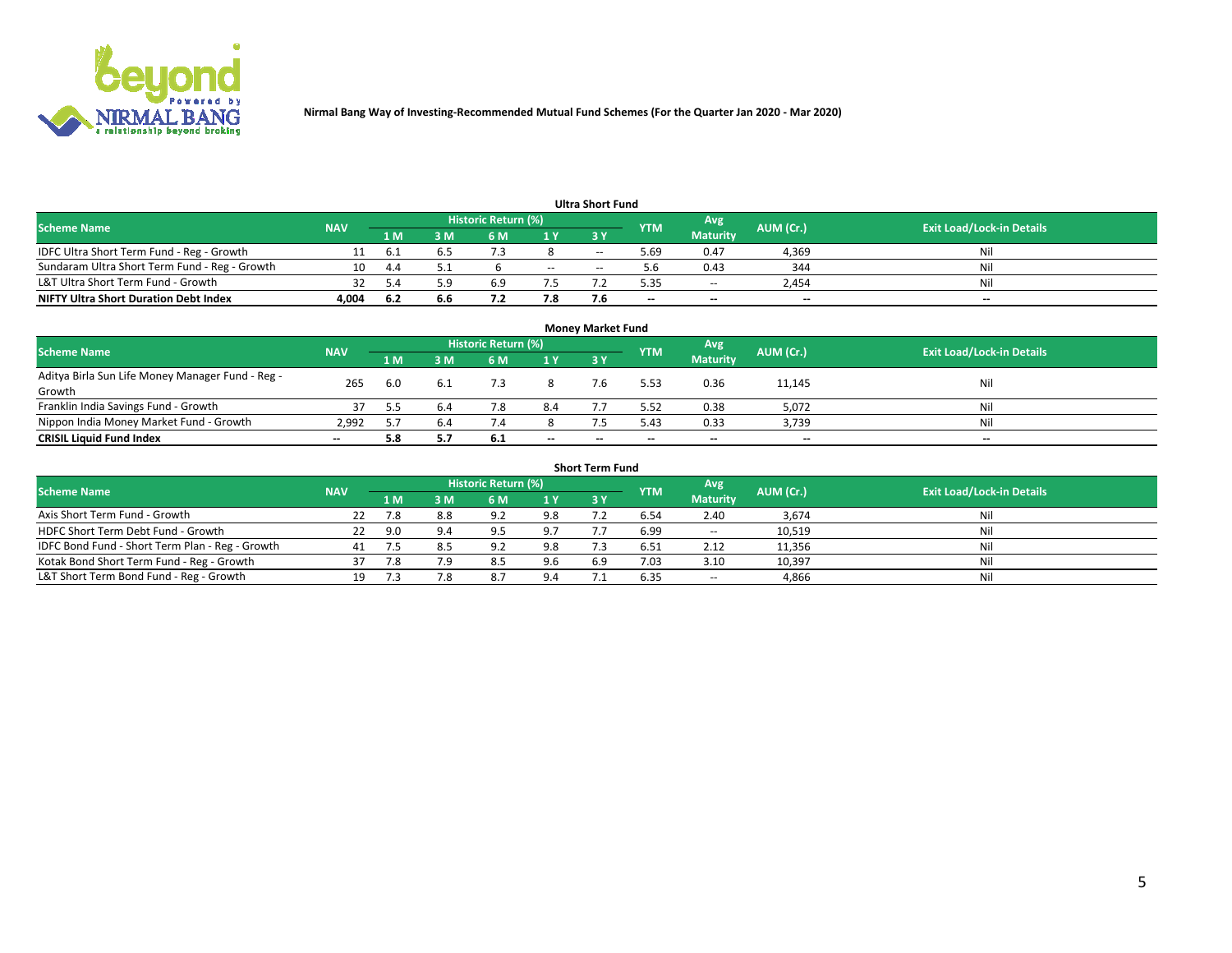**Nirmal Bang Way of Investing-Recommended Mutual Fund Schemes (For the Quarter Jan 2020 - Mar 2020)**

### Ultra Short Fund

| Scheme Name | NAV | Historic Return (%) | | | | | YTM | Avg Maturity | AUM (Cr.) | Exit Load/Lock-in Details |
|---|---|---|---|---|---|---|---|---|---|---|
| | | 1 M | 3 M | 6 M | 1 Y | 3 Y | | | | |
| IDFC Ultra Short Term Fund - Reg - Growth | 11 | 6.1 | 6.5 | 7.3 | 8 | -- | 5.69 | 0.47 | 4,369 | Nil |
| Sundaram Ultra Short Term Fund - Reg - Growth | 10 | 4.4 | 5.1 | 6 | -- | -- | 5.6 | 0.43 | 344 | Nil |
| L&T Ultra Short Term Fund - Growth | 32 | 5.4 | 5.9 | 6.9 | 7.5 | 7.2 | 5.35 | -- | 2,454 | Nil |
| **NIFTY Ultra Short Duration Debt Index** | **4,004** | **6.2** | **6.6** | **7.2** | **7.8** | **7.6** | **--** | **--** | **--** | **--** |

### Money Market Fund

| Scheme Name | NAV | Historic Return (%) | | | | | YTM | Avg Maturity | AUM (Cr.) | Exit Load/Lock-in Details |
|---|---|---|---|---|---|---|---|---|---|---|
| | | 1 M | 3 M | 6 M | 1 Y | 3 Y | | | | |
| Aditya Birla Sun Life Money Manager Fund - Reg - Growth | 265 | 6.0 | 6.1 | 7.3 | 8 | 7.6 | 5.53 | 0.36 | 11,145 | Nil |
| Franklin India Savings Fund - Growth | 37 | 5.5 | 6.4 | 7.8 | 8.4 | 7.7 | 5.52 | 0.38 | 5,072 | Nil |
| Nippon India Money Market Fund - Growth | 2,992 | 5.7 | 6.4 | 7.4 | 8 | 7.5 | 5.43 | 0.33 | 3,739 | Nil |
| **CRISIL Liquid Fund Index** | **--** | **5.8** | **5.7** | **6.1** | **--** | **--** | **--** | **--** | **--** | **--** |

### Short Term Fund

| Scheme Name | NAV | Historic Return (%) | | | | | YTM | Avg Maturity | AUM (Cr.) | Exit Load/Lock-in Details |
|---|---|---|---|---|---|---|---|---|---|---|
| | | 1 M | 3 M | 6 M | 1 Y | 3 Y | | | | |
| Axis Short Term Fund - Growth | 22 | 7.8 | 8.8 | 9.2 | 9.8 | 7.2 | 6.54 | 2.40 | 3,674 | Nil |
| HDFC Short Term Debt Fund - Growth | 22 | 9.0 | 9.4 | 9.5 | 9.7 | 7.7 | 6.99 | -- | 10,519 | Nil |
| IDFC Bond Fund - Short Term Plan - Reg - Growth | 41 | 7.5 | 8.5 | 9.2 | 9.8 | 7.3 | 6.51 | 2.12 | 11,356 | Nil |
| Kotak Bond Short Term Fund - Reg - Growth | 37 | 7.8 | 7.9 | 8.5 | 9.6 | 6.9 | 7.03 | 3.10 | 10,397 | Nil |
| L&T Short Term Bond Fund - Reg - Growth | 19 | 7.3 | 7.8 | 8.7 | 9.4 | 7.1 | 6.35 | -- | 4,866 | Nil |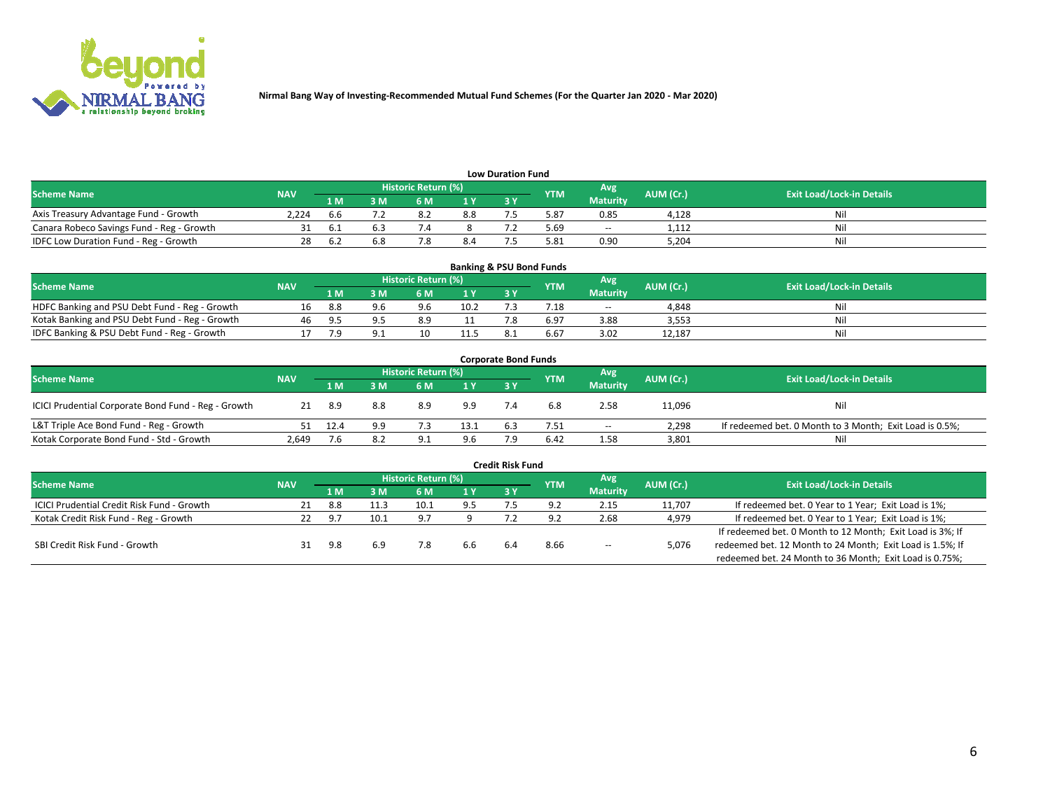**Nirmal Bang Way of Investing-Recommended Mutual Fund Schemes (For the Quarter Jan 2020 - Mar 2020)**

### Low Duration Fund

| Scheme Name | NAV | Historic Return (%) | | | | | YTM | Avg Maturity | AUM (Cr.) | Exit Load/Lock-in Details |
|---|---|---|---|---|---|---|---|---|---|---|
| | | 1 M | 3 M | 6 M | 1 Y | 3 Y | | | | |
| Axis Treasury Advantage Fund - Growth | 2,224 | 6.6 | 7.2 | 8.2 | 8.8 | 7.5 | 5.87 | 0.85 | 4,128 | Nil |
| Canara Robeco Savings Fund - Reg - Growth | 31 | 6.1 | 6.3 | 7.4 | 8 | 7.2 | 5.69 | -- | 1,112 | Nil |
| IDFC Low Duration Fund - Reg - Growth | 28 | 6.2 | 6.8 | 7.8 | 8.4 | 7.5 | 5.81 | 0.90 | 5,204 | Nil |

### Banking & PSU Bond Funds

| Scheme Name | NAV | Historic Return (%) | | | | | YTM | Avg Maturity | AUM (Cr.) | Exit Load/Lock-in Details |
|---|---|---|---|---|---|---|---|---|---|---|
| | | 1 M | 3 M | 6 M | 1 Y | 3 Y | | | | |
| HDFC Banking and PSU Debt Fund - Reg - Growth | 16 | 8.8 | 9.6 | 9.6 | 10.2 | 7.3 | 7.18 | -- | 4,848 | Nil |
| Kotak Banking and PSU Debt Fund - Reg - Growth | 46 | 9.5 | 9.5 | 8.9 | 11 | 7.8 | 6.97 | 3.88 | 3,553 | Nil |
| IDFC Banking & PSU Debt Fund - Reg - Growth | 17 | 7.9 | 9.1 | 10 | 11.5 | 8.1 | 6.67 | 3.02 | 12,187 | Nil |

### Corporate Bond Funds

| Scheme Name | NAV | Historic Return (%) | | | | | YTM | Avg Maturity | AUM (Cr.) | Exit Load/Lock-in Details |
|---|---|---|---|---|---|---|---|---|---|---|
| | | 1 M | 3 M | 6 M | 1 Y | 3 Y | | | | |
| ICICI Prudential Corporate Bond Fund - Reg - Growth | 21 | 8.9 | 8.8 | 8.9 | 9.9 | 7.4 | 6.8 | 2.58 | 11,096 | Nil |
| L&T Triple Ace Bond Fund - Reg - Growth | 51 | 12.4 | 9.9 | 7.3 | 13.1 | 6.3 | 7.51 | -- | 2,298 | If redeemed bet. 0 Month to 3 Month; Exit Load is 0.5%; |
| Kotak Corporate Bond Fund - Std - Growth | 2,649 | 7.6 | 8.2 | 9.1 | 9.6 | 7.9 | 6.42 | 1.58 | 3,801 | Nil |

### Credit Risk Fund

| Scheme Name | NAV | Historic Return (%) | | | | | YTM | Avg Maturity | AUM (Cr.) | Exit Load/Lock-in Details |
|---|---|---|---|---|---|---|---|---|---|---|
| | | 1 M | 3 M | 6 M | 1 Y | 3 Y | | | | |
| ICICI Prudential Credit Risk Fund - Growth | 21 | 8.8 | 11.3 | 10.1 | 9.5 | 7.5 | 9.2 | 2.15 | 11,707 | If redeemed bet. 0 Year to 1 Year; Exit Load is 1%; |
| Kotak Credit Risk Fund - Reg - Growth | 22 | 9.7 | 10.1 | 9.7 | 9 | 7.2 | 9.2 | 2.68 | 4,979 | If redeemed bet. 0 Year to 1 Year; Exit Load is 1%; |
| SBI Credit Risk Fund - Growth | 31 | 9.8 | 6.9 | 7.8 | 6.6 | 6.4 | 8.66 | -- | 5,076 | If redeemed bet. 0 Month to 12 Month; Exit Load is 3%; If redeemed bet. 12 Month to 24 Month; Exit Load is 1.5%; If redeemed bet. 24 Month to 36 Month; Exit Load is 0.75%; |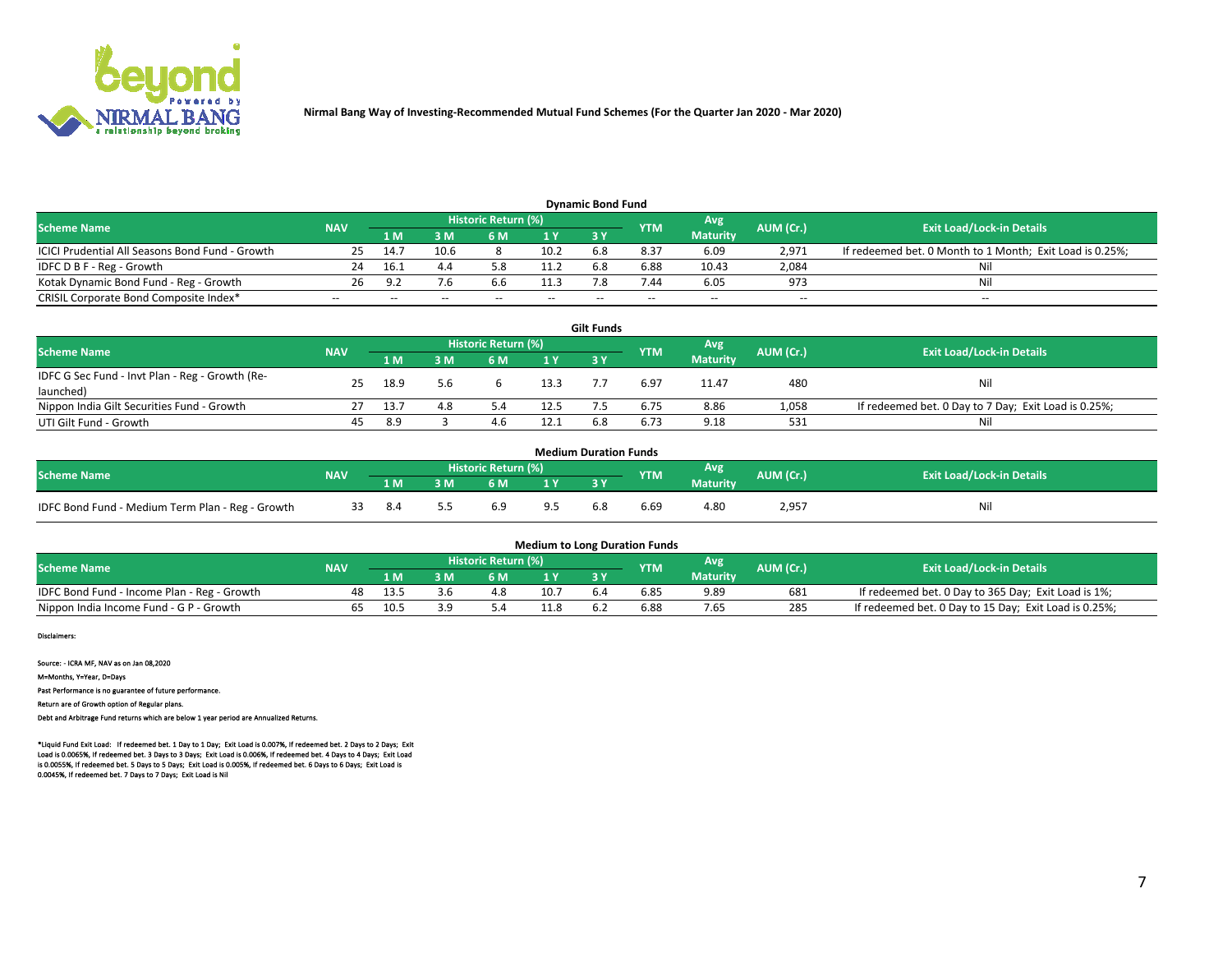Nirmal Bang Way of Investing-Recommended Mutual Fund Schemes (For the Quarter Jan 2020 - Mar 2020)

## Dynamic Bond Fund

| Scheme Name | NAV | Historic Return (%) | | | | | YTM | Avg Maturity | AUM (Cr.) | Exit Load/Lock-in Details |
|---|---|---|---|---|---|---|---|---|---|---|
| | | 1 M | 3 M | 6 M | 1 Y | 3 Y | | | | |
| ICICI Prudential All Seasons Bond Fund - Growth | 25 | 14.7 | 10.6 | 8 | 10.2 | 6.8 | 8.37 | 6.09 | 2,971 | If redeemed bet. 0 Month to 1 Month; Exit Load is 0.25%; |
| IDFC D B F - Reg - Growth | 24 | 16.1 | 4.4 | 5.8 | 11.2 | 6.8 | 6.88 | 10.43 | 2,084 | Nil |
| Kotak Dynamic Bond Fund - Reg - Growth | 26 | 9.2 | 7.6 | 6.6 | 11.3 | 7.8 | 7.44 | 6.05 | 973 | Nil |
| CRISIL Corporate Bond Composite Index* | -- | -- | -- | -- | -- | -- | -- | -- | -- | -- |

## Gilt Funds

| Scheme Name | NAV | Historic Return (%) | | | | | YTM | Avg Maturity | AUM (Cr.) | Exit Load/Lock-in Details |
|---|---|---|---|---|---|---|---|---|---|---|
| | | 1 M | 3 M | 6 M | 1 Y | 3 Y | | | | |
| IDFC G Sec Fund - Invt Plan - Reg - Growth (Re-launched) | 25 | 18.9 | 5.6 | 6 | 13.3 | 7.7 | 6.97 | 11.47 | 480 | Nil |
| Nippon India Gilt Securities Fund - Growth | 27 | 13.7 | 4.8 | 5.4 | 12.5 | 7.5 | 6.75 | 8.86 | 1,058 | If redeemed bet. 0 Day to 7 Day; Exit Load is 0.25%; |
| UTI Gilt Fund - Growth | 45 | 8.9 | 3 | 4.6 | 12.1 | 6.8 | 6.73 | 9.18 | 531 | Nil |

## Medium Duration Funds

| Scheme Name | NAV | Historic Return (%) | | | | | YTM | Avg Maturity | AUM (Cr.) | Exit Load/Lock-in Details |
|---|---|---|---|---|---|---|---|---|---|---|
| | | 1 M | 3 M | 6 M | 1 Y | 3 Y | | | | |
| IDFC Bond Fund - Medium Term Plan - Reg - Growth | 33 | 8.4 | 5.5 | 6.9 | 9.5 | 6.8 | 6.69 | 4.80 | 2,957 | Nil |

## Medium to Long Duration Funds

| Scheme Name | NAV | Historic Return (%) | | | | | YTM | Avg Maturity | AUM (Cr.) | Exit Load/Lock-in Details |
|---|---|---|---|---|---|---|---|---|---|---|
| | | 1 M | 3 M | 6 M | 1 Y | 3 Y | | | | |
| IDFC Bond Fund - Income Plan - Reg - Growth | 48 | 13.5 | 3.6 | 4.8 | 10.7 | 6.4 | 6.85 | 9.89 | 681 | If redeemed bet. 0 Day to 365 Day; Exit Load is 1%; |
| Nippon India Income Fund - G P - Growth | 65 | 10.5 | 3.9 | 5.4 | 11.8 | 6.2 | 6.88 | 7.65 | 285 | If redeemed bet. 0 Day to 15 Day; Exit Load is 0.25%; |

Disclaimers:

Source: - ICRA MF, NAV as on Jan 08,2020

M=Months, Y=Year, D=Days

Past Performance is no guarantee of future performance.

Return are of Growth option of Regular plans.

Debt and Arbitrage Fund returns which are below 1 year period are Annualized Returns.

*Liquid Fund Exit Load: If redeemed bet. 1 Day to 1 Day; Exit Load is 0.007%, If redeemed bet. 2 Days to 2 Days; Exit Load is 0.0065%, If redeemed bet. 3 Days to 3 Days; Exit Load is 0.006%, If redeemed bet. 4 Days to 4 Days; Exit Load is 0.0055%, If redeemed bet. 5 Days to 5 Days; Exit Load is 0.005%, If redeemed bet. 6 Days to 6 Days; Exit Load is 0.0045%, If redeemed bet. 7 Days to 7 Days; Exit Load is Nil